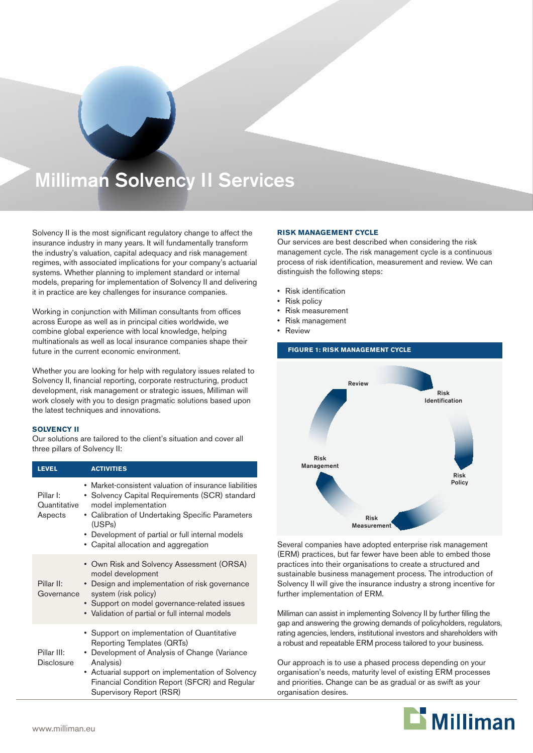# Milliman Solvency II Services

Solvency II is the most significant regulatory change to affect the insurance industry in many years. It will fundamentally transform the industry's valuation, capital adequacy and risk management regimes, with associated implications for your company's actuarial systems. Whether planning to implement standard or internal models, preparing for implementation of Solvency II and delivering it in practice are key challenges for insurance companies.

Working in conjunction with Milliman consultants from offices across Europe as well as in principal cities worldwide, we combine global experience with local knowledge, helping multinationals as well as local insurance companies shape their future in the current economic environment.

Whether you are looking for help with regulatory issues related to Solvency II, financial reporting, corporate restructuring, product development, risk management or strategic issues, Milliman will work closely with you to design pragmatic solutions based upon the latest techniques and innovations.

### SOLVENCY II

Our solutions are tailored to the client's situation and cover all three pillars of Solvency II:

| LEVEL | ACTIVITIES |
|---|---|
| Pillar I: Quantitative Aspects | • Market-consistent valuation of insurance liabilities<br>• Solvency Capital Requirements (SCR) standard model implementation<br>• Calibration of Undertaking Specific Parameters (USPs)<br>• Development of partial or full internal models<br>• Capital allocation and aggregation |
| Pillar II: Governance | • Own Risk and Solvency Assessment (ORSA) model development<br>• Design and implementation of risk governance system (risk policy)<br>• Support on model governance-related issues<br>• Validation of partial or full internal models |
| Pillar III: Disclosure | • Support on implementation of Quantitative Reporting Templates (QRTs)<br>• Development of Analysis of Change (Variance Analysis)<br>• Actuarial support on implementation of Solvency Financial Condition Report (SFCR) and Regular Supervisory Report (RSR) |

### RISK MANAGEMENT CYCLE

Our services are best described when considering the risk management cycle. The risk management cycle is a continuous process of risk identification, measurement and review. We can distinguish the following steps:

- Risk identification
- Risk policy
- Risk measurement
- Risk management
- Review

**FIGURE 1: RISK MANAGEMENT CYCLE**

Review → Risk Identification → Risk Policy → Risk Measurement → Risk Management

Several companies have adopted enterprise risk management (ERM) practices, but far fewer have been able to embed those practices into their organisations to create a structured and sustainable business management process. The introduction of Solvency II will give the insurance industry a strong incentive for further implementation of ERM.

Milliman can assist in implementing Solvency II by further filling the gap and answering the growing demands of policyholders, regulators, rating agencies, lenders, institutional investors and shareholders with a robust and repeatable ERM process tailored to your business.

Our approach is to use a phased process depending on your organisation's needs, maturity level of existing ERM processes and priorities. Change can be as gradual or as swift as your organisation desires.

www.milliman.eu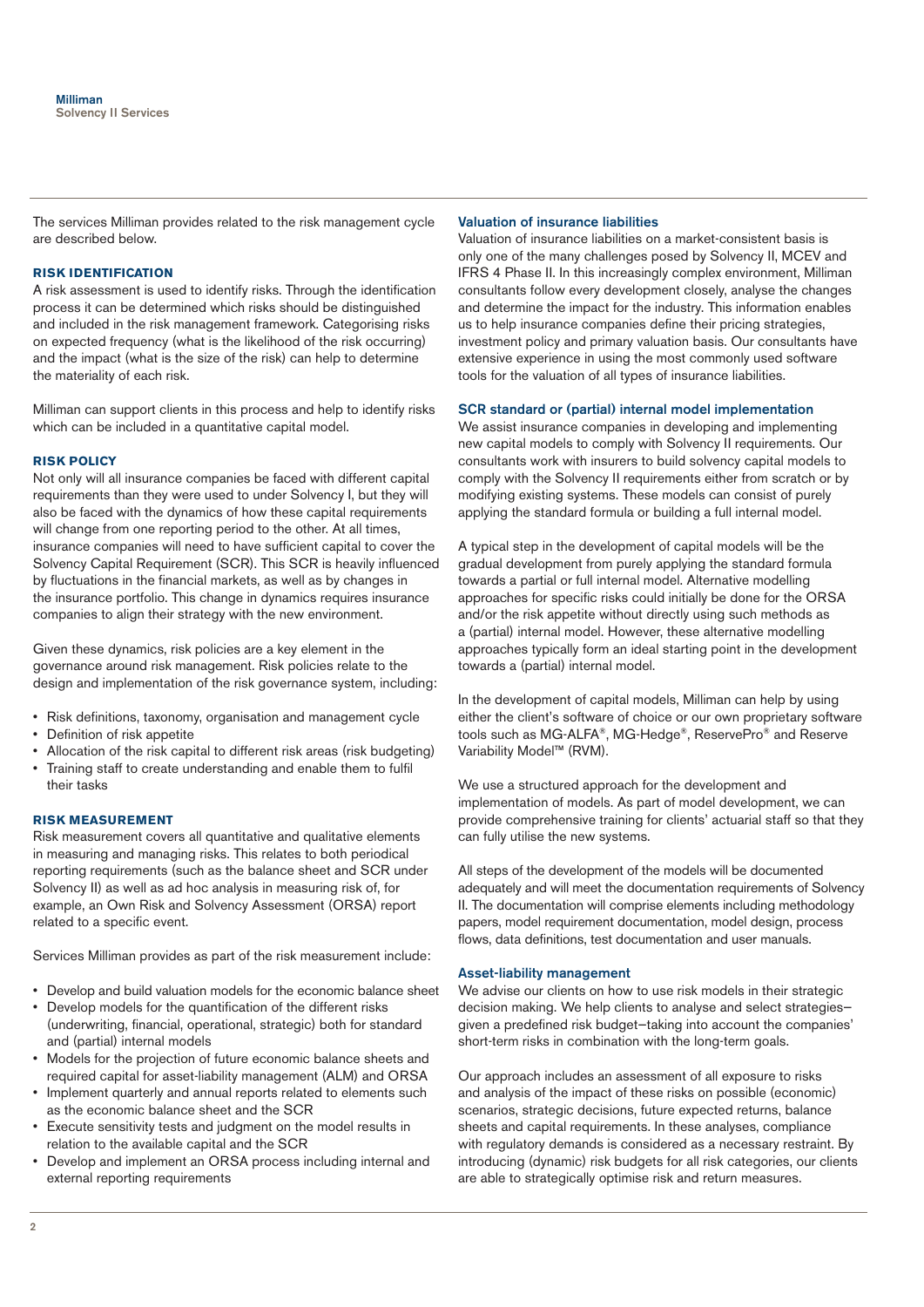The services Milliman provides related to the risk management cycle are described below.

## RISK IDENTIFICATION

A risk assessment is used to identify risks. Through the identification process it can be determined which risks should be distinguished and included in the risk management framework. Categorising risks on expected frequency (what is the likelihood of the risk occurring) and the impact (what is the size of the risk) can help to determine the materiality of each risk.

Milliman can support clients in this process and help to identify risks which can be included in a quantitative capital model.

## RISK POLICY

Not only will all insurance companies be faced with different capital requirements than they were used to under Solvency I, but they will also be faced with the dynamics of how these capital requirements will change from one reporting period to the other. At all times, insurance companies will need to have sufficient capital to cover the Solvency Capital Requirement (SCR). This SCR is heavily influenced by fluctuations in the financial markets, as well as by changes in the insurance portfolio. This change in dynamics requires insurance companies to align their strategy with the new environment.

Given these dynamics, risk policies are a key element in the governance around risk management. Risk policies relate to the design and implementation of the risk governance system, including:

- Risk definitions, taxonomy, organisation and management cycle
- Definition of risk appetite
- Allocation of the risk capital to different risk areas (risk budgeting)
- Training staff to create understanding and enable them to fulfil their tasks

## RISK MEASUREMENT

Risk measurement covers all quantitative and qualitative elements in measuring and managing risks. This relates to both periodical reporting requirements (such as the balance sheet and SCR under Solvency II) as well as ad hoc analysis in measuring risk of, for example, an Own Risk and Solvency Assessment (ORSA) report related to a specific event.

Services Milliman provides as part of the risk measurement include:

- Develop and build valuation models for the economic balance sheet
- Develop models for the quantification of the different risks (underwriting, financial, operational, strategic) both for standard and (partial) internal models
- Models for the projection of future economic balance sheets and required capital for asset-liability management (ALM) and ORSA
- Implement quarterly and annual reports related to elements such as the economic balance sheet and the SCR
- Execute sensitivity tests and judgment on the model results in relation to the available capital and the SCR
- Develop and implement an ORSA process including internal and external reporting requirements

### Valuation of insurance liabilities

Valuation of insurance liabilities on a market-consistent basis is only one of the many challenges posed by Solvency II, MCEV and IFRS 4 Phase II. In this increasingly complex environment, Milliman consultants follow every development closely, analyse the changes and determine the impact for the industry. This information enables us to help insurance companies define their pricing strategies, investment policy and primary valuation basis. Our consultants have extensive experience in using the most commonly used software tools for the valuation of all types of insurance liabilities.

### SCR standard or (partial) internal model implementation

We assist insurance companies in developing and implementing new capital models to comply with Solvency II requirements. Our consultants work with insurers to build solvency capital models to comply with the Solvency II requirements either from scratch or by modifying existing systems. These models can consist of purely applying the standard formula or building a full internal model.

A typical step in the development of capital models will be the gradual development from purely applying the standard formula towards a partial or full internal model. Alternative modelling approaches for specific risks could initially be done for the ORSA and/or the risk appetite without directly using such methods as a (partial) internal model. However, these alternative modelling approaches typically form an ideal starting point in the development towards a (partial) internal model.

In the development of capital models, Milliman can help by using either the client's software of choice or our own proprietary software tools such as MG-ALFA®, MG-Hedge®, ReservePro® and Reserve Variability Model™ (RVM).

We use a structured approach for the development and implementation of models. As part of model development, we can provide comprehensive training for clients' actuarial staff so that they can fully utilise the new systems.

All steps of the development of the models will be documented adequately and will meet the documentation requirements of Solvency II. The documentation will comprise elements including methodology papers, model requirement documentation, model design, process flows, data definitions, test documentation and user manuals.

### Asset-liability management

We advise our clients on how to use risk models in their strategic decision making. We help clients to analyse and select strategies—given a predefined risk budget—taking into account the companies' short-term risks in combination with the long-term goals.

Our approach includes an assessment of all exposure to risks and analysis of the impact of these risks on possible (economic) scenarios, strategic decisions, future expected returns, balance sheets and capital requirements. In these analyses, compliance with regulatory demands is considered as a necessary restraint. By introducing (dynamic) risk budgets for all risk categories, our clients are able to strategically optimise risk and return measures.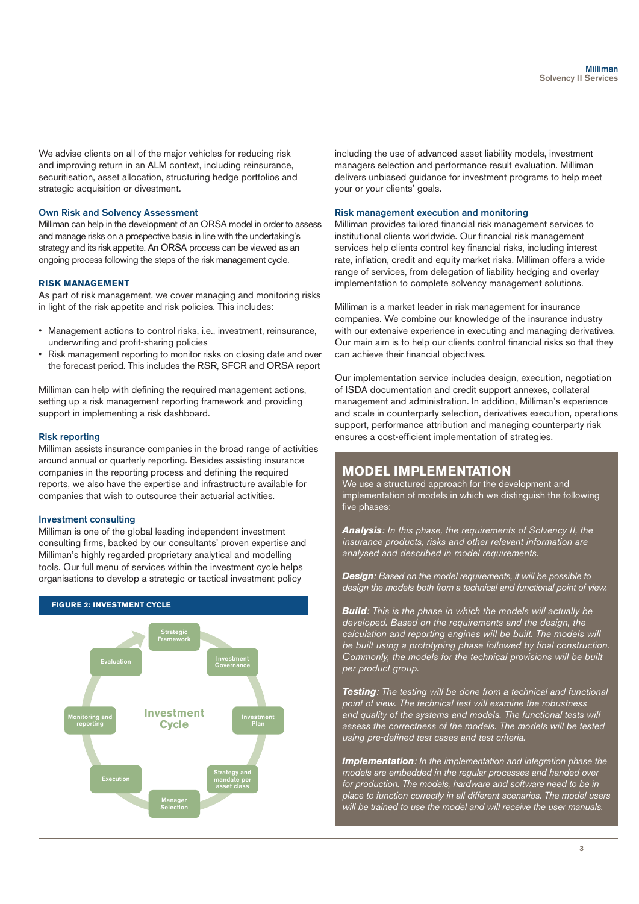We advise clients on all of the major vehicles for reducing risk and improving return in an ALM context, including reinsurance, securitisation, asset allocation, structuring hedge portfolios and strategic acquisition or divestment.

### Own Risk and Solvency Assessment

Milliman can help in the development of an ORSA model in order to assess and manage risks on a prospective basis in line with the undertaking's strategy and its risk appetite. An ORSA process can be viewed as an ongoing process following the steps of the risk management cycle.

## RISK MANAGEMENT

As part of risk management, we cover managing and monitoring risks in light of the risk appetite and risk policies. This includes:

- Management actions to control risks, i.e., investment, reinsurance, underwriting and profit-sharing policies
- Risk management reporting to monitor risks on closing date and over the forecast period. This includes the RSR, SFCR and ORSA report

Milliman can help with defining the required management actions, setting up a risk management reporting framework and providing support in implementing a risk dashboard.

### Risk reporting

Milliman assists insurance companies in the broad range of activities around annual or quarterly reporting. Besides assisting insurance companies in the reporting process and defining the required reports, we also have the expertise and infrastructure available for companies that wish to outsource their actuarial activities.

### Investment consulting

Milliman is one of the global leading independent investment consulting firms, backed by our consultants' proven expertise and Milliman's highly regarded proprietary analytical and modelling tools. Our full menu of services within the investment cycle helps organisations to develop a strategic or tactical investment policy including the use of advanced asset liability models, investment managers selection and performance result evaluation. Milliman delivers unbiased guidance for investment programs to help meet your or your clients' goals.

**FIGURE 2: INVESTMENT CYCLE**

Investment Cycle: Strategic Framework → Investment Governance → Investment Plan → Strategy and mandate per asset class → Manager Selection → Execution → Monitoring and reporting → Evaluation

### Risk management execution and monitoring

Milliman provides tailored financial risk management services to institutional clients worldwide. Our financial risk management services help clients control key financial risks, including interest rate, inflation, credit and equity market risks. Milliman offers a wide range of services, from delegation of liability hedging and overlay implementation to complete solvency management solutions.

Milliman is a market leader in risk management for insurance companies. We combine our knowledge of the insurance industry with our extensive experience in executing and managing derivatives. Our main aim is to help our clients control financial risks so that they can achieve their financial objectives.

Our implementation service includes design, execution, negotiation of ISDA documentation and credit support annexes, collateral management and administration. In addition, Milliman's experience and scale in counterparty selection, derivatives execution, operations support, performance attribution and managing counterparty risk ensures a cost-efficient implementation of strategies.

## MODEL IMPLEMENTATION

We use a structured approach for the development and implementation of models in which we distinguish the following five phases:

***Analysis****: In this phase, the requirements of Solvency II, the insurance products, risks and other relevant information are analysed and described in model requirements.*

***Design****: Based on the model requirements, it will be possible to design the models both from a technical and functional point of view.*

***Build****: This is the phase in which the models will actually be developed. Based on the requirements and the design, the calculation and reporting engines will be built. The models will be built using a prototyping phase followed by final construction. Commonly, the models for the technical provisions will be built per product group.*

***Testing****: The testing will be done from a technical and functional point of view. The technical test will examine the robustness and quality of the systems and models. The functional tests will assess the correctness of the models. The models will be tested using pre-defined test cases and test criteria.*

***Implementation****: In the implementation and integration phase the models are embedded in the regular processes and handed over for production. The models, hardware and software need to be in place to function correctly in all different scenarios. The model users will be trained to use the model and will receive the user manuals.*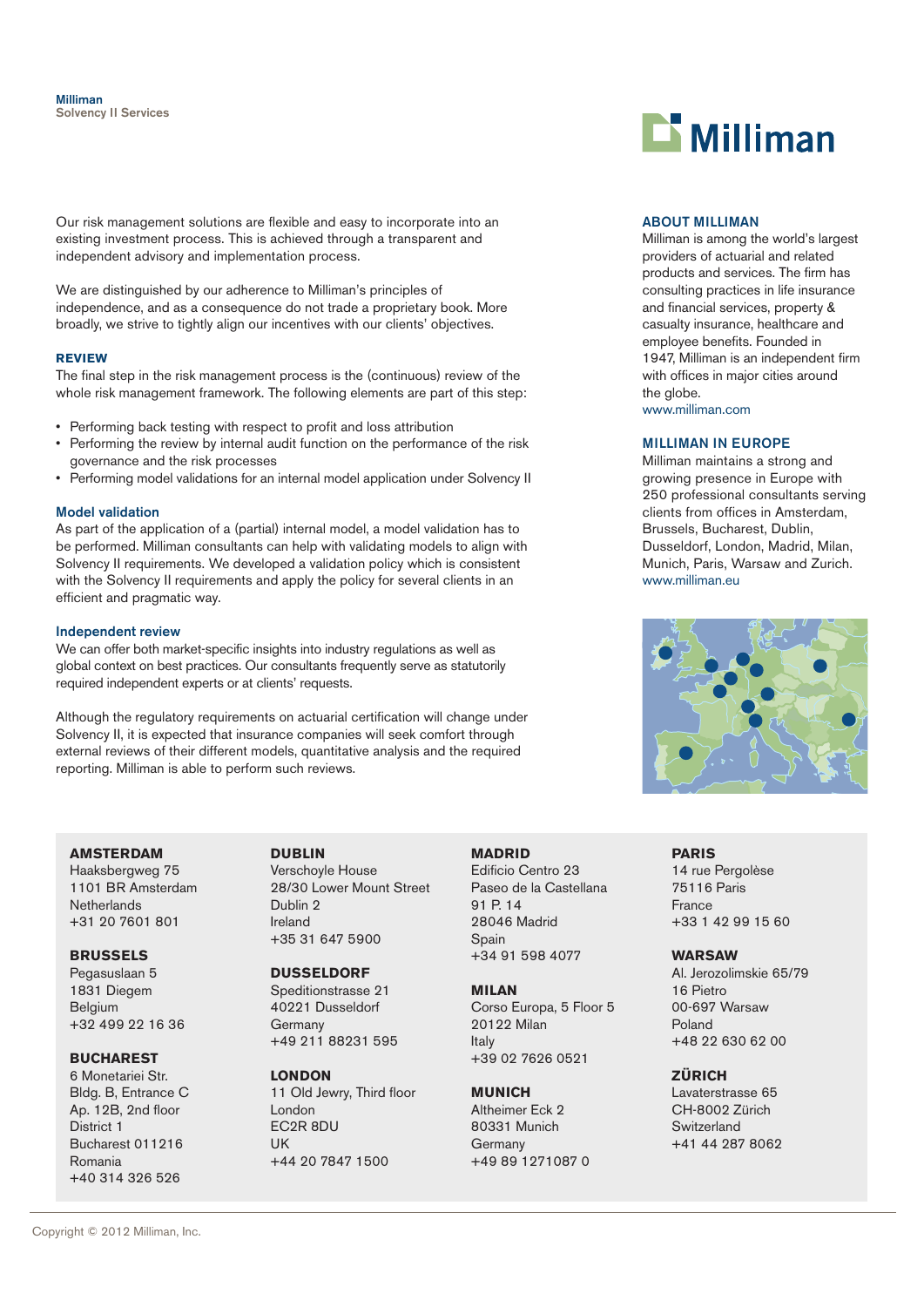Milliman
Solvency II Services

Our risk management solutions are flexible and easy to incorporate into an existing investment process. This is achieved through a transparent and independent advisory and implementation process.

We are distinguished by our adherence to Milliman's principles of independence, and as a consequence do not trade a proprietary book. More broadly, we strive to tightly align our incentives with our clients' objectives.

## REVIEW

The final step in the risk management process is the (continuous) review of the whole risk management framework. The following elements are part of this step:

- Performing back testing with respect to profit and loss attribution
- Performing the review by internal audit function on the performance of the risk governance and the risk processes
- Performing model validations for an internal model application under Solvency II

### Model validation

As part of the application of a (partial) internal model, a model validation has to be performed. Milliman consultants can help with validating models to align with Solvency II requirements. We developed a validation policy which is consistent with the Solvency II requirements and apply the policy for several clients in an efficient and pragmatic way.

### Independent review

We can offer both market-specific insights into industry regulations as well as global context on best practices. Our consultants frequently serve as statutorily required independent experts or at clients' requests.

Although the regulatory requirements on actuarial certification will change under Solvency II, it is expected that insurance companies will seek comfort through external reviews of their different models, quantitative analysis and the required reporting. Milliman is able to perform such reviews.

## ABOUT MILLIMAN

Milliman is among the world's largest providers of actuarial and related products and services. The firm has consulting practices in life insurance and financial services, property & casualty insurance, healthcare and employee benefits. Founded in 1947, Milliman is an independent firm with offices in major cities around the globe.
www.milliman.com

## MILLIMAN IN EUROPE

Milliman maintains a strong and growing presence in Europe with 250 professional consultants serving clients from offices in Amsterdam, Brussels, Bucharest, Dublin, Dusseldorf, London, Madrid, Milan, Munich, Paris, Warsaw and Zurich.
www.milliman.eu

**AMSTERDAM**
Haaksbergweg 75
1101 BR Amsterdam
Netherlands
+31 20 7601 801

**BRUSSELS**
Pegasuslaan 5
1831 Diegem
Belgium
+32 499 22 16 36

**BUCHAREST**
6 Monetariei Str.
Bldg. B, Entrance C
Ap. 12B, 2nd floor
District 1
Bucharest 011216
Romania
+40 314 326 526

**DUBLIN**
Verschoyle House
28/30 Lower Mount Street
Dublin 2
Ireland
+35 31 647 5900

**DUSSELDORF**
Speditionstrasse 21
40221 Dusseldorf
Germany
+49 211 88231 595

**LONDON**
11 Old Jewry, Third floor
London
EC2R 8DU
UK
+44 20 7847 1500

**MADRID**
Edificio Centro 23
Paseo de la Castellana
91 P. 14
28046 Madrid
Spain
+34 91 598 4077

**MILAN**
Corso Europa, 5 Floor 5
20122 Milan
Italy
+39 02 7626 0521

**MUNICH**
Altheimer Eck 2
80331 Munich
Germany
+49 89 1271087 0

**PARIS**
14 rue Pergolèse
75116 Paris
France
+33 1 42 99 15 60

**WARSAW**
Al. Jerozolimskie 65/79
16 Pietro
00-697 Warsaw
Poland
+48 22 630 62 00

**ZÜRICH**
Lavaterstrasse 65
CH-8002 Zürich
Switzerland
+41 44 287 8062

Copyright © 2012 Milliman, Inc.